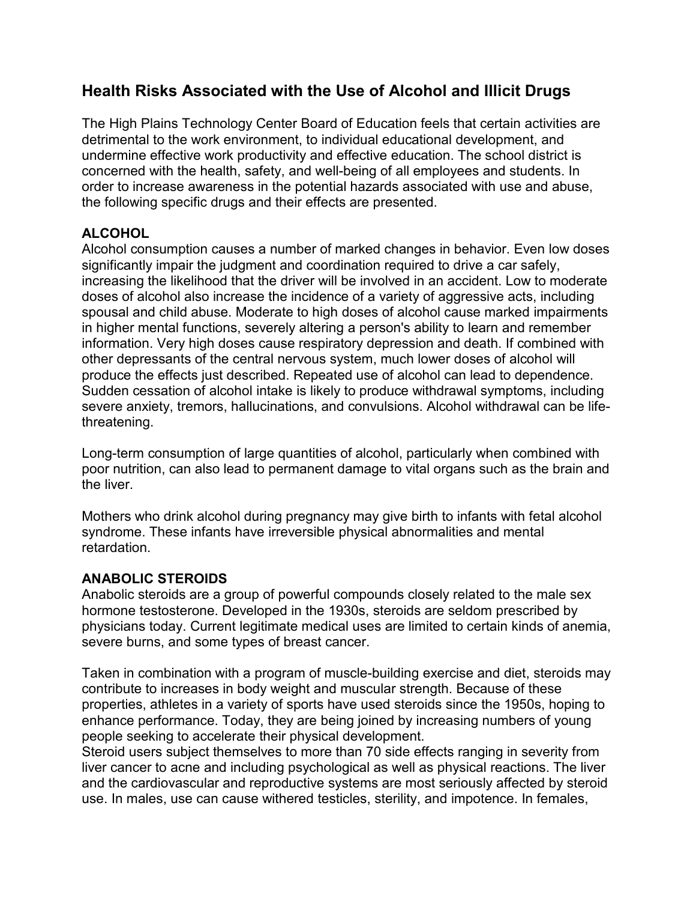## Health Risks Associated with the Use of Alcohol and Illicit Drugs

The High Plains Technology Center Board of Education feels that certain activities are detrimental to the work environment, to individual educational development, and undermine effective work productivity and effective education. The school district is concerned with the health, safety, and well-being of all employees and students. In order to increase awareness in the potential hazards associated with use and abuse, the following specific drugs and their effects are presented.

### ALCOHOL

Alcohol consumption causes a number of marked changes in behavior. Even low doses significantly impair the judgment and coordination required to drive a car safely, increasing the likelihood that the driver will be involved in an accident. Low to moderate doses of alcohol also increase the incidence of a variety of aggressive acts, including spousal and child abuse. Moderate to high doses of alcohol cause marked impairments in higher mental functions, severely altering a person's ability to learn and remember information. Very high doses cause respiratory depression and death. If combined with other depressants of the central nervous system, much lower doses of alcohol will produce the effects just described. Repeated use of alcohol can lead to dependence. Sudden cessation of alcohol intake is likely to produce withdrawal symptoms, including severe anxiety, tremors, hallucinations, and convulsions. Alcohol withdrawal can be life-threatening.

Long-term consumption of large quantities of alcohol, particularly when combined with poor nutrition, can also lead to permanent damage to vital organs such as the brain and the liver.

Mothers who drink alcohol during pregnancy may give birth to infants with fetal alcohol syndrome. These infants have irreversible physical abnormalities and mental retardation.

### ANABOLIC STEROIDS

Anabolic steroids are a group of powerful compounds closely related to the male sex hormone testosterone. Developed in the 1930s, steroids are seldom prescribed by physicians today. Current legitimate medical uses are limited to certain kinds of anemia, severe burns, and some types of breast cancer.

Taken in combination with a program of muscle-building exercise and diet, steroids may contribute to increases in body weight and muscular strength. Because of these properties, athletes in a variety of sports have used steroids since the 1950s, hoping to enhance performance. Today, they are being joined by increasing numbers of young people seeking to accelerate their physical development.
Steroid users subject themselves to more than 70 side effects ranging in severity from liver cancer to acne and including psychological as well as physical reactions. The liver and the cardiovascular and reproductive systems are most seriously affected by steroid use. In males, use can cause withered testicles, sterility, and impotence. In females,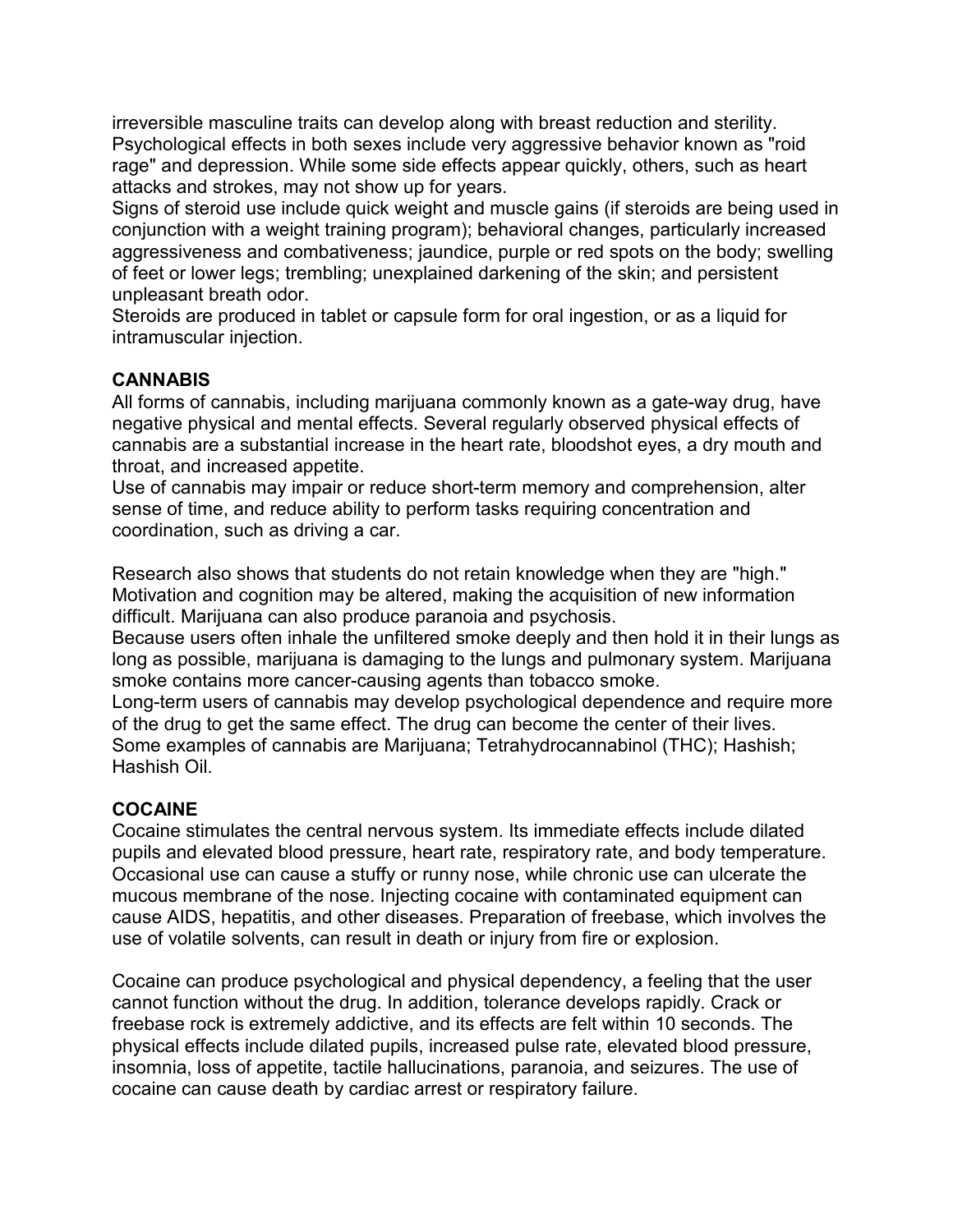irreversible masculine traits can develop along with breast reduction and sterility. Psychological effects in both sexes include very aggressive behavior known as "roid rage" and depression. While some side effects appear quickly, others, such as heart attacks and strokes, may not show up for years.

Signs of steroid use include quick weight and muscle gains (if steroids are being used in conjunction with a weight training program); behavioral changes, particularly increased aggressiveness and combativeness; jaundice, purple or red spots on the body; swelling of feet or lower legs; trembling; unexplained darkening of the skin; and persistent unpleasant breath odor.

Steroids are produced in tablet or capsule form for oral ingestion, or as a liquid for intramuscular injection.

**CANNABIS**

All forms of cannabis, including marijuana commonly known as a gate-way drug, have negative physical and mental effects. Several regularly observed physical effects of cannabis are a substantial increase in the heart rate, bloodshot eyes, a dry mouth and throat, and increased appetite.

Use of cannabis may impair or reduce short-term memory and comprehension, alter sense of time, and reduce ability to perform tasks requiring concentration and coordination, such as driving a car.

Research also shows that students do not retain knowledge when they are "high." Motivation and cognition may be altered, making the acquisition of new information difficult. Marijuana can also produce paranoia and psychosis.

Because users often inhale the unfiltered smoke deeply and then hold it in their lungs as long as possible, marijuana is damaging to the lungs and pulmonary system. Marijuana smoke contains more cancer-causing agents than tobacco smoke.

Long-term users of cannabis may develop psychological dependence and require more of the drug to get the same effect. The drug can become the center of their lives.

Some examples of cannabis are Marijuana; Tetrahydrocannabinol (THC); Hashish; Hashish Oil.

**COCAINE**

Cocaine stimulates the central nervous system. Its immediate effects include dilated pupils and elevated blood pressure, heart rate, respiratory rate, and body temperature. Occasional use can cause a stuffy or runny nose, while chronic use can ulcerate the mucous membrane of the nose. Injecting cocaine with contaminated equipment can cause AIDS, hepatitis, and other diseases. Preparation of freebase, which involves the use of volatile solvents, can result in death or injury from fire or explosion.

Cocaine can produce psychological and physical dependency, a feeling that the user cannot function without the drug. In addition, tolerance develops rapidly. Crack or freebase rock is extremely addictive, and its effects are felt within 10 seconds. The physical effects include dilated pupils, increased pulse rate, elevated blood pressure, insomnia, loss of appetite, tactile hallucinations, paranoia, and seizures. The use of cocaine can cause death by cardiac arrest or respiratory failure.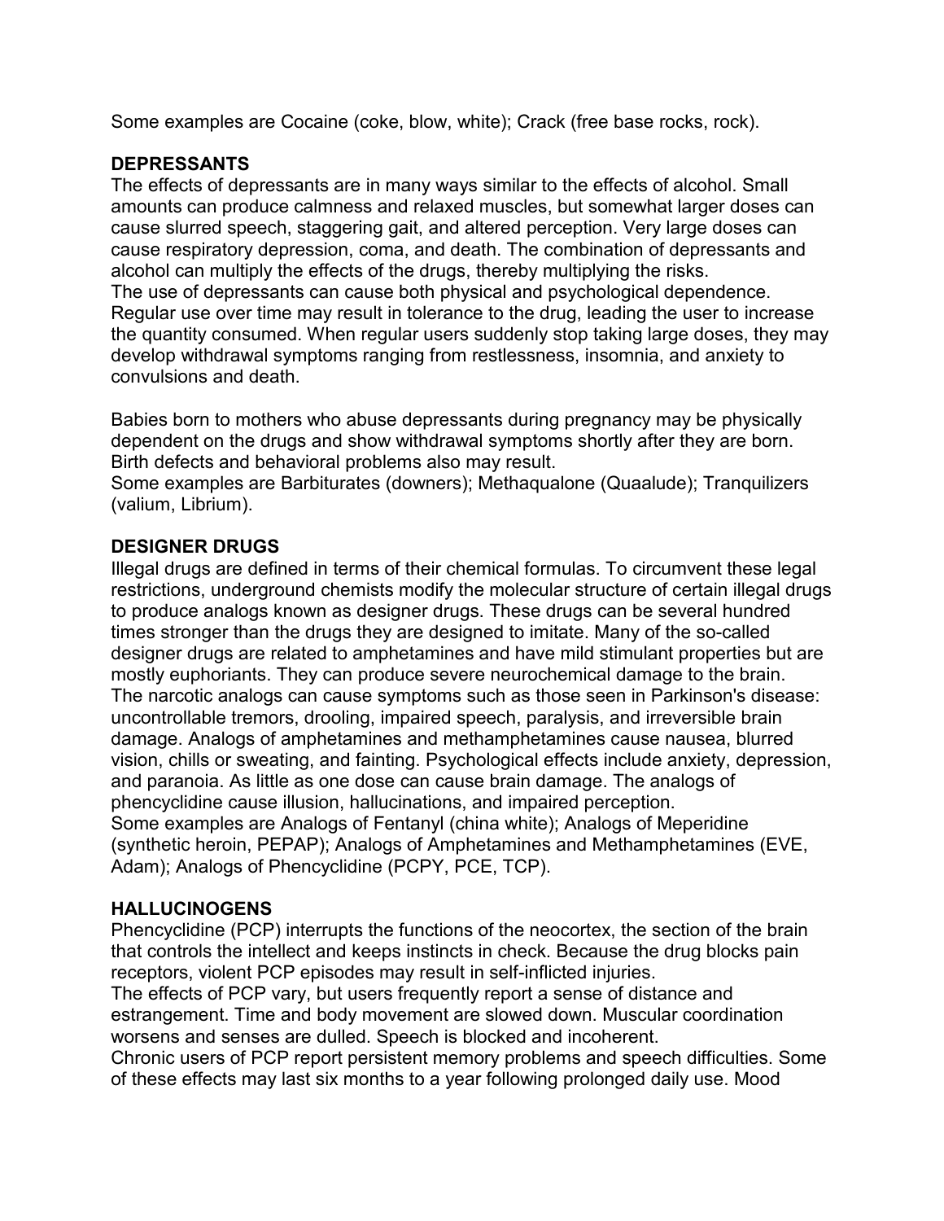Some examples are Cocaine (coke, blow, white); Crack (free base rocks, rock).

## DEPRESSANTS

The effects of depressants are in many ways similar to the effects of alcohol. Small amounts can produce calmness and relaxed muscles, but somewhat larger doses can cause slurred speech, staggering gait, and altered perception. Very large doses can cause respiratory depression, coma, and death. The combination of depressants and alcohol can multiply the effects of the drugs, thereby multiplying the risks.
The use of depressants can cause both physical and psychological dependence. Regular use over time may result in tolerance to the drug, leading the user to increase the quantity consumed. When regular users suddenly stop taking large doses, they may develop withdrawal symptoms ranging from restlessness, insomnia, and anxiety to convulsions and death.

Babies born to mothers who abuse depressants during pregnancy may be physically dependent on the drugs and show withdrawal symptoms shortly after they are born. Birth defects and behavioral problems also may result.
Some examples are Barbiturates (downers); Methaqualone (Quaalude); Tranquilizers (valium, Librium).

## DESIGNER DRUGS

Illegal drugs are defined in terms of their chemical formulas. To circumvent these legal restrictions, underground chemists modify the molecular structure of certain illegal drugs to produce analogs known as designer drugs. These drugs can be several hundred times stronger than the drugs they are designed to imitate. Many of the so-called designer drugs are related to amphetamines and have mild stimulant properties but are mostly euphoriants. They can produce severe neurochemical damage to the brain.
The narcotic analogs can cause symptoms such as those seen in Parkinson's disease: uncontrollable tremors, drooling, impaired speech, paralysis, and irreversible brain damage. Analogs of amphetamines and methamphetamines cause nausea, blurred vision, chills or sweating, and fainting. Psychological effects include anxiety, depression, and paranoia. As little as one dose can cause brain damage. The analogs of phencyclidine cause illusion, hallucinations, and impaired perception.
Some examples are Analogs of Fentanyl (china white); Analogs of Meperidine (synthetic heroin, PEPAP); Analogs of Amphetamines and Methamphetamines (EVE, Adam); Analogs of Phencyclidine (PCPY, PCE, TCP).

## HALLUCINOGENS

Phencyclidine (PCP) interrupts the functions of the neocortex, the section of the brain that controls the intellect and keeps instincts in check. Because the drug blocks pain receptors, violent PCP episodes may result in self-inflicted injuries.
The effects of PCP vary, but users frequently report a sense of distance and estrangement. Time and body movement are slowed down. Muscular coordination worsens and senses are dulled. Speech is blocked and incoherent.
Chronic users of PCP report persistent memory problems and speech difficulties. Some of these effects may last six months to a year following prolonged daily use. Mood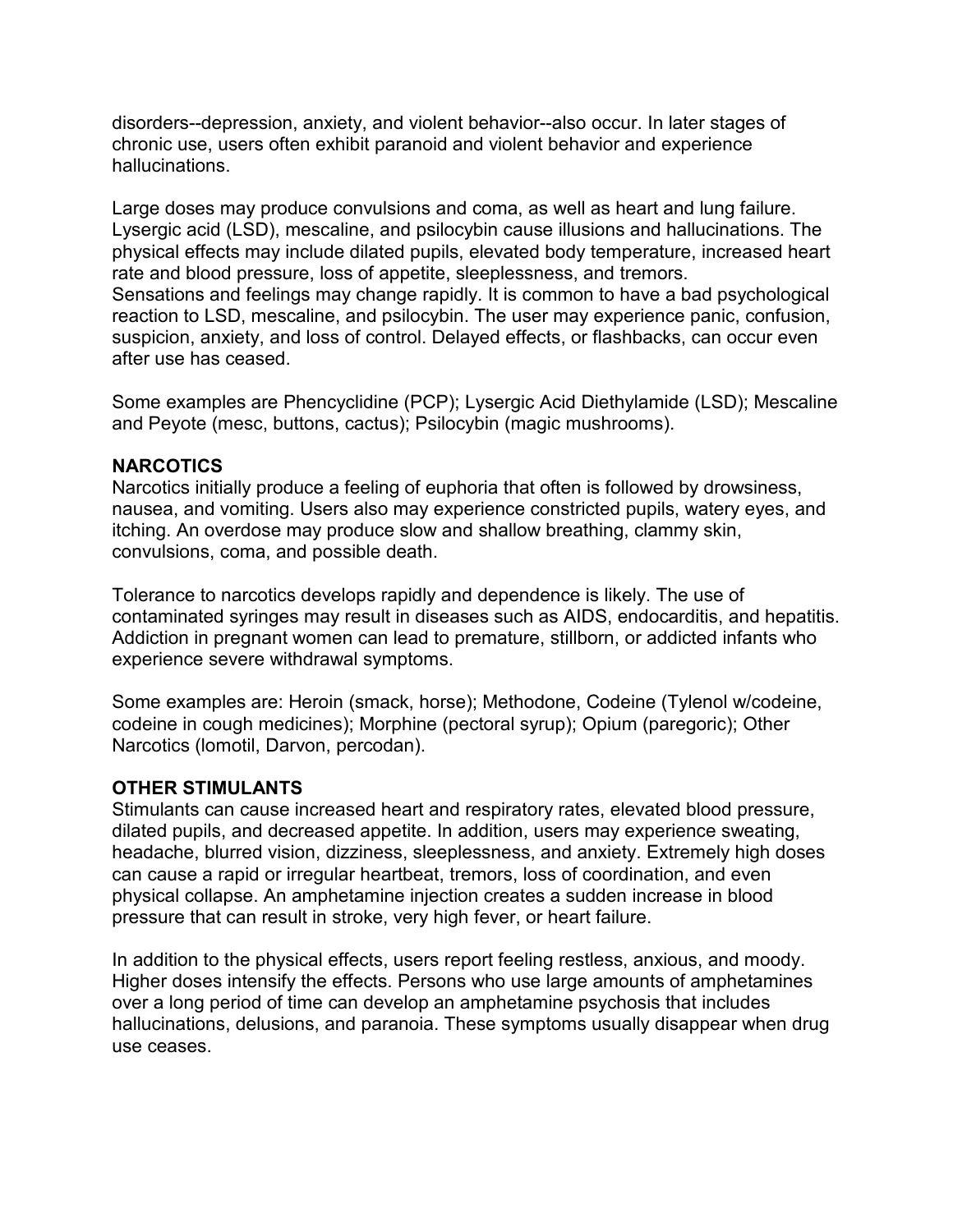disorders--depression, anxiety, and violent behavior--also occur. In later stages of chronic use, users often exhibit paranoid and violent behavior and experience hallucinations.

Large doses may produce convulsions and coma, as well as heart and lung failure. Lysergic acid (LSD), mescaline, and psilocybin cause illusions and hallucinations. The physical effects may include dilated pupils, elevated body temperature, increased heart rate and blood pressure, loss of appetite, sleeplessness, and tremors. Sensations and feelings may change rapidly. It is common to have a bad psychological reaction to LSD, mescaline, and psilocybin. The user may experience panic, confusion, suspicion, anxiety, and loss of control. Delayed effects, or flashbacks, can occur even after use has ceased.

Some examples are Phencyclidine (PCP); Lysergic Acid Diethylamide (LSD); Mescaline and Peyote (mesc, buttons, cactus); Psilocybin (magic mushrooms).

**NARCOTICS**

Narcotics initially produce a feeling of euphoria that often is followed by drowsiness, nausea, and vomiting. Users also may experience constricted pupils, watery eyes, and itching. An overdose may produce slow and shallow breathing, clammy skin, convulsions, coma, and possible death.

Tolerance to narcotics develops rapidly and dependence is likely. The use of contaminated syringes may result in diseases such as AIDS, endocarditis, and hepatitis. Addiction in pregnant women can lead to premature, stillborn, or addicted infants who experience severe withdrawal symptoms.

Some examples are: Heroin (smack, horse); Methodone, Codeine (Tylenol w/codeine, codeine in cough medicines); Morphine (pectoral syrup); Opium (paregoric); Other Narcotics (lomotil, Darvon, percodan).

**OTHER STIMULANTS**

Stimulants can cause increased heart and respiratory rates, elevated blood pressure, dilated pupils, and decreased appetite. In addition, users may experience sweating, headache, blurred vision, dizziness, sleeplessness, and anxiety. Extremely high doses can cause a rapid or irregular heartbeat, tremors, loss of coordination, and even physical collapse. An amphetamine injection creates a sudden increase in blood pressure that can result in stroke, very high fever, or heart failure.

In addition to the physical effects, users report feeling restless, anxious, and moody. Higher doses intensify the effects. Persons who use large amounts of amphetamines over a long period of time can develop an amphetamine psychosis that includes hallucinations, delusions, and paranoia. These symptoms usually disappear when drug use ceases.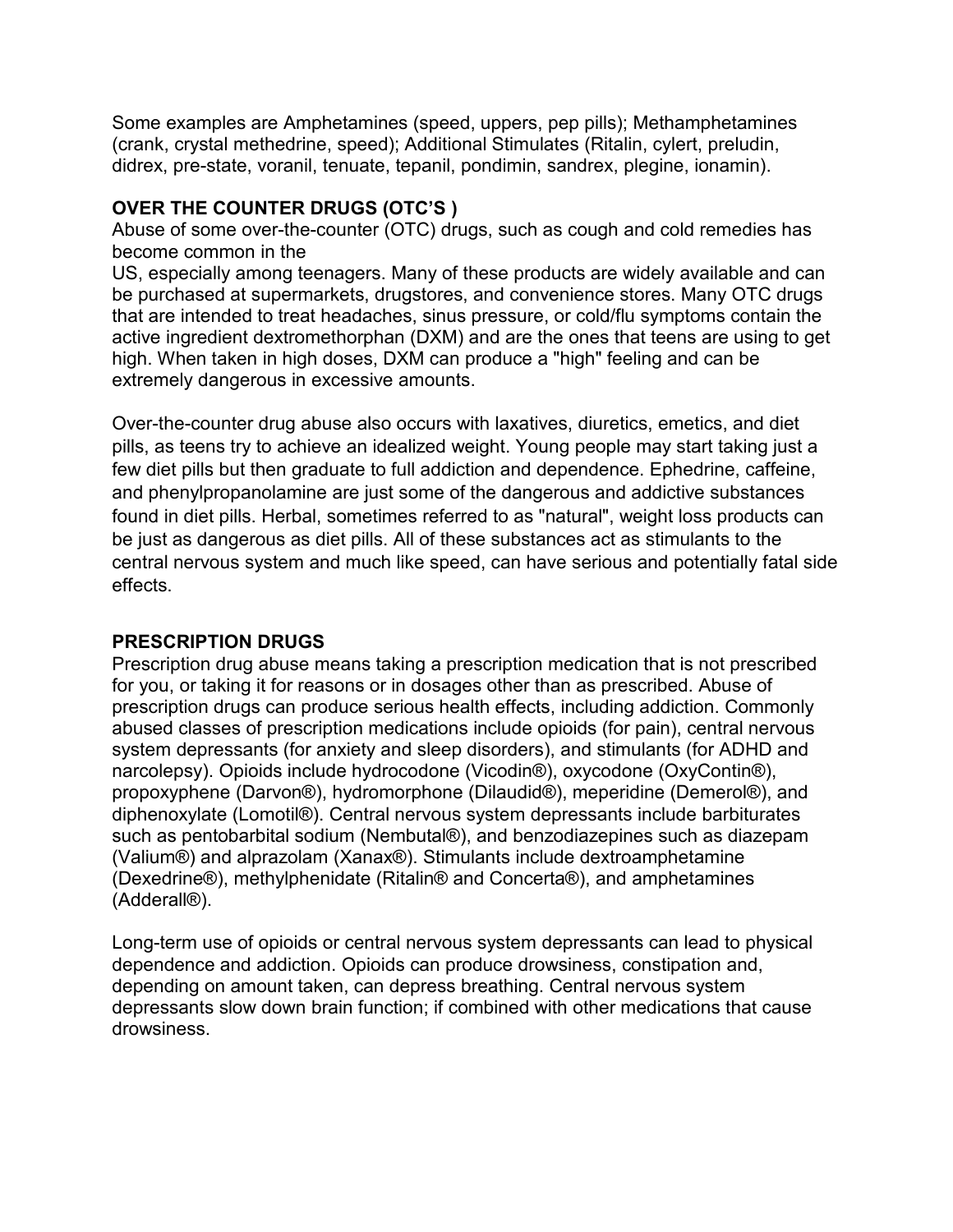Some examples are Amphetamines (speed, uppers, pep pills); Methamphetamines (crank, crystal methedrine, speed); Additional Stimulates (Ritalin, cylert, preludin, didrex, pre-state, voranil, tenuate, tepanil, pondimin, sandrex, plegine, ionamin).

**OVER THE COUNTER DRUGS (OTC'S )**

Abuse of some over-the-counter (OTC) drugs, such as cough and cold remedies has become common in the US, especially among teenagers. Many of these products are widely available and can be purchased at supermarkets, drugstores, and convenience stores. Many OTC drugs that are intended to treat headaches, sinus pressure, or cold/flu symptoms contain the active ingredient dextromethorphan (DXM) and are the ones that teens are using to get high. When taken in high doses, DXM can produce a "high" feeling and can be extremely dangerous in excessive amounts.

Over-the-counter drug abuse also occurs with laxatives, diuretics, emetics, and diet pills, as teens try to achieve an idealized weight. Young people may start taking just a few diet pills but then graduate to full addiction and dependence. Ephedrine, caffeine, and phenylpropanolamine are just some of the dangerous and addictive substances found in diet pills. Herbal, sometimes referred to as "natural", weight loss products can be just as dangerous as diet pills. All of these substances act as stimulants to the central nervous system and much like speed, can have serious and potentially fatal side effects.

**PRESCRIPTION DRUGS**

Prescription drug abuse means taking a prescription medication that is not prescribed for you, or taking it for reasons or in dosages other than as prescribed. Abuse of prescription drugs can produce serious health effects, including addiction. Commonly abused classes of prescription medications include opioids (for pain), central nervous system depressants (for anxiety and sleep disorders), and stimulants (for ADHD and narcolepsy). Opioids include hydrocodone (Vicodin®), oxycodone (OxyContin®), propoxyphene (Darvon®), hydromorphone (Dilaudid®), meperidine (Demerol®), and diphenoxylate (Lomotil®). Central nervous system depressants include barbiturates such as pentobarbital sodium (Nembutal®), and benzodiazepines such as diazepam (Valium®) and alprazolam (Xanax®). Stimulants include dextroamphetamine (Dexedrine®), methylphenidate (Ritalin® and Concerta®), and amphetamines (Adderall®).

Long-term use of opioids or central nervous system depressants can lead to physical dependence and addiction. Opioids can produce drowsiness, constipation and, depending on amount taken, can depress breathing. Central nervous system depressants slow down brain function; if combined with other medications that cause drowsiness.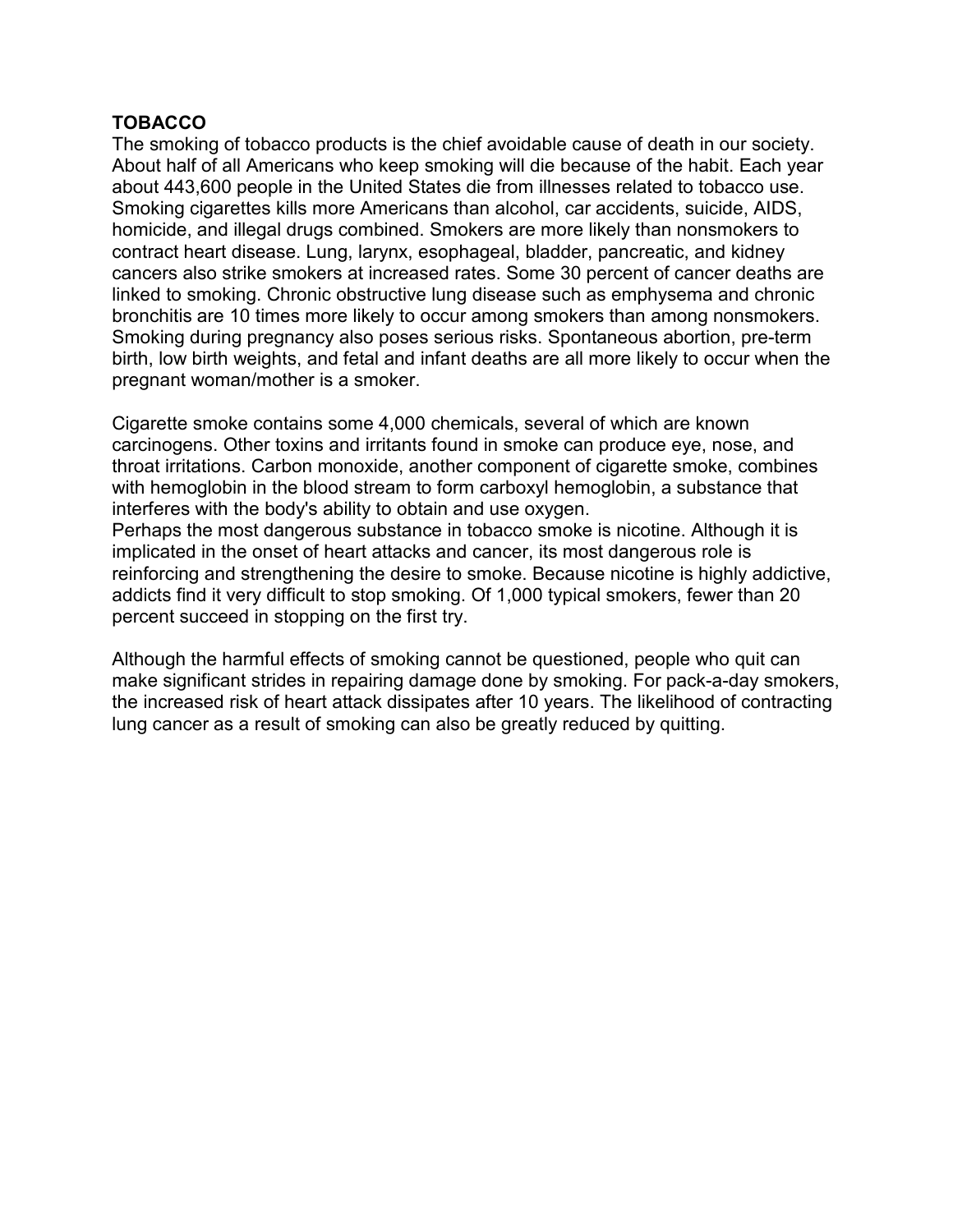**TOBACCO**

The smoking of tobacco products is the chief avoidable cause of death in our society. About half of all Americans who keep smoking will die because of the habit. Each year about 443,600 people in the United States die from illnesses related to tobacco use. Smoking cigarettes kills more Americans than alcohol, car accidents, suicide, AIDS, homicide, and illegal drugs combined. Smokers are more likely than nonsmokers to contract heart disease. Lung, larynx, esophageal, bladder, pancreatic, and kidney cancers also strike smokers at increased rates. Some 30 percent of cancer deaths are linked to smoking. Chronic obstructive lung disease such as emphysema and chronic bronchitis are 10 times more likely to occur among smokers than among nonsmokers. Smoking during pregnancy also poses serious risks. Spontaneous abortion, pre-term birth, low birth weights, and fetal and infant deaths are all more likely to occur when the pregnant woman/mother is a smoker.

Cigarette smoke contains some 4,000 chemicals, several of which are known carcinogens. Other toxins and irritants found in smoke can produce eye, nose, and throat irritations. Carbon monoxide, another component of cigarette smoke, combines with hemoglobin in the blood stream to form carboxyl hemoglobin, a substance that interferes with the body's ability to obtain and use oxygen.

Perhaps the most dangerous substance in tobacco smoke is nicotine. Although it is implicated in the onset of heart attacks and cancer, its most dangerous role is reinforcing and strengthening the desire to smoke. Because nicotine is highly addictive, addicts find it very difficult to stop smoking. Of 1,000 typical smokers, fewer than 20 percent succeed in stopping on the first try.

Although the harmful effects of smoking cannot be questioned, people who quit can make significant strides in repairing damage done by smoking. For pack-a-day smokers, the increased risk of heart attack dissipates after 10 years. The likelihood of contracting lung cancer as a result of smoking can also be greatly reduced by quitting.